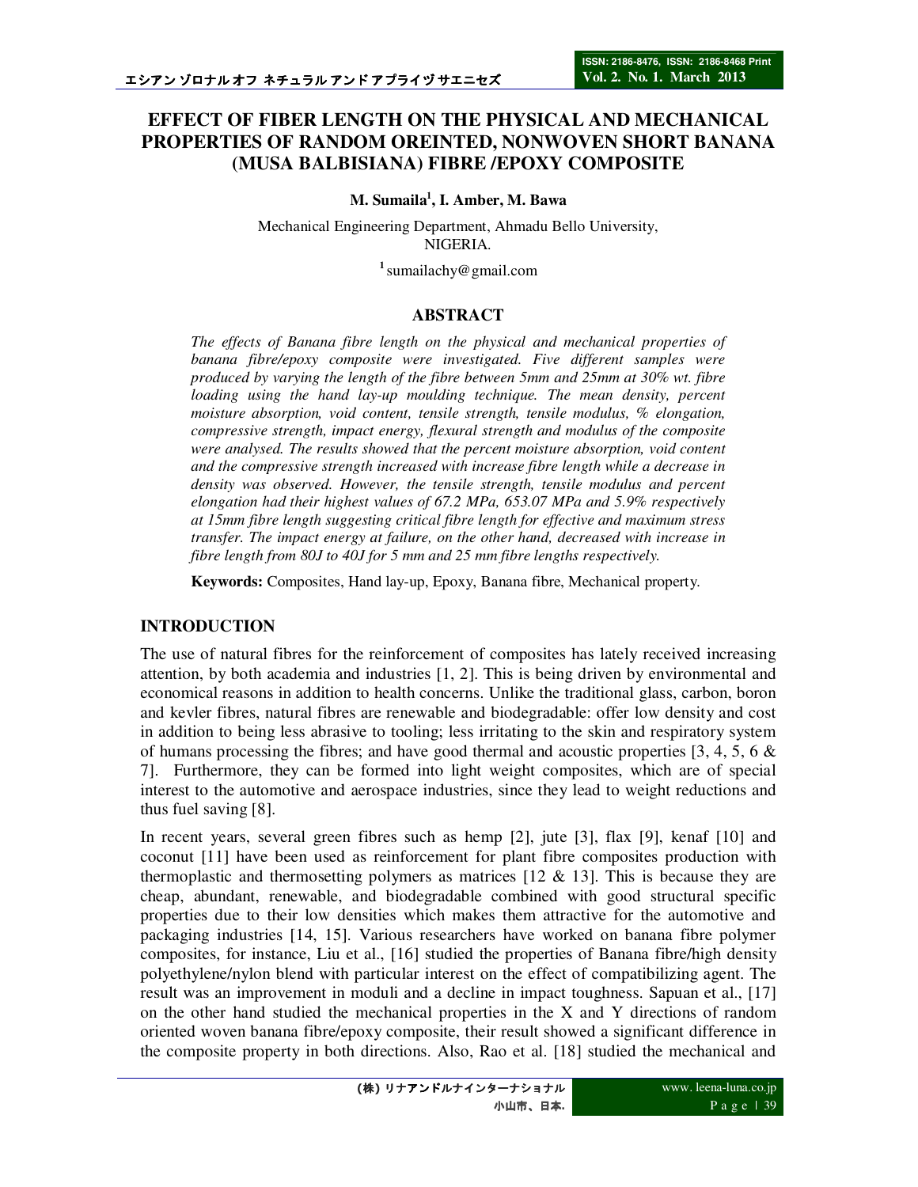# EFFECT OF FIBER LENGTH ON THE PHYSICAL AND MECHANICAL PROPERTIES OF RANDOM OREINTED, NONWOVEN SHORT BANANA (MUSA BALBISIANA) FIBRE /EPOXY COMPOSITE

**M. Sumaila[1], I. Amber, M. Bawa**

Mechanical Engineering Department, Ahmadu Bello University, NIGERIA.

[1] sumailachy@gmail.com

## ABSTRACT

*The effects of Banana fibre length on the physical and mechanical properties of banana fibre/epoxy composite were investigated. Five different samples were produced by varying the length of the fibre between 5mm and 25mm at 30% wt. fibre loading using the hand lay-up moulding technique. The mean density, percent moisture absorption, void content, tensile strength, tensile modulus, % elongation, compressive strength, impact energy, flexural strength and modulus of the composite were analysed. The results showed that the percent moisture absorption, void content and the compressive strength increased with increase fibre length while a decrease in density was observed. However, the tensile strength, tensile modulus and percent elongation had their highest values of 67.2 MPa, 653.07 MPa and 5.9% respectively at 15mm fibre length suggesting critical fibre length for effective and maximum stress transfer. The impact energy at failure, on the other hand, decreased with increase in fibre length from 80J to 40J for 5 mm and 25 mm fibre lengths respectively.*

**Keywords:** Composites, Hand lay-up, Epoxy, Banana fibre, Mechanical property.

## INTRODUCTION

The use of natural fibres for the reinforcement of composites has lately received increasing attention, by both academia and industries [1, 2]. This is being driven by environmental and economical reasons in addition to health concerns. Unlike the traditional glass, carbon, boron and kevler fibres, natural fibres are renewable and biodegradable: offer low density and cost in addition to being less abrasive to tooling; less irritating to the skin and respiratory system of humans processing the fibres; and have good thermal and acoustic properties [3, 4, 5, 6 & 7]. Furthermore, they can be formed into light weight composites, which are of special interest to the automotive and aerospace industries, since they lead to weight reductions and thus fuel saving [8].

In recent years, several green fibres such as hemp [2], jute [3], flax [9], kenaf [10] and coconut [11] have been used as reinforcement for plant fibre composites production with thermoplastic and thermosetting polymers as matrices [12 & 13]. This is because they are cheap, abundant, renewable, and biodegradable combined with good structural specific properties due to their low densities which makes them attractive for the automotive and packaging industries [14, 15]. Various researchers have worked on banana fibre polymer composites, for instance, Liu et al., [16] studied the properties of Banana fibre/high density polyethylene/nylon blend with particular interest on the effect of compatibilizing agent. The result was an improvement in moduli and a decline in impact toughness. Sapuan et al., [17] on the other hand studied the mechanical properties in the X and Y directions of random oriented woven banana fibre/epoxy composite, their result showed a significant difference in the composite property in both directions. Also, Rao et al. [18] studied the mechanical and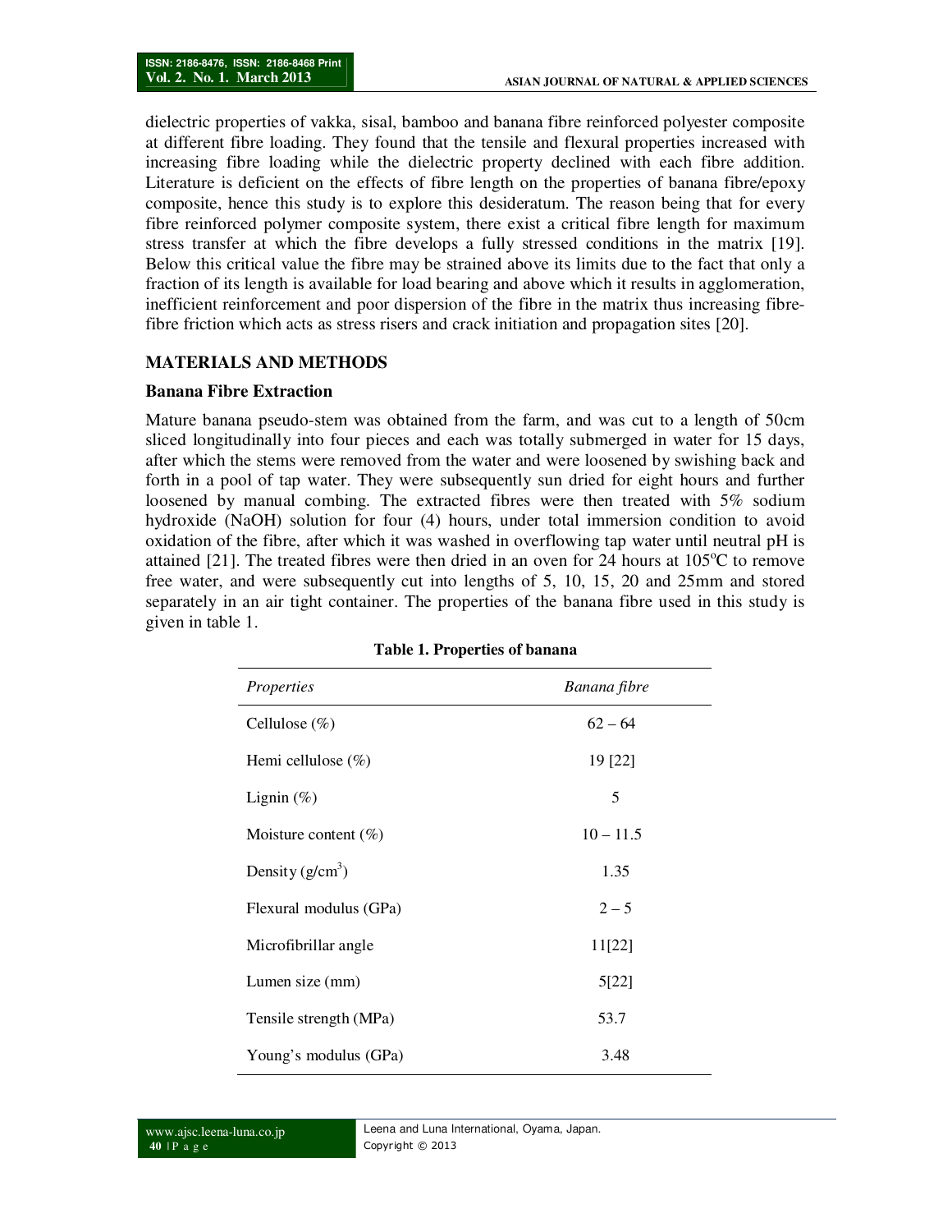dielectric properties of vakka, sisal, bamboo and banana fibre reinforced polyester composite at different fibre loading. They found that the tensile and flexural properties increased with increasing fibre loading while the dielectric property declined with each fibre addition. Literature is deficient on the effects of fibre length on the properties of banana fibre/epoxy composite, hence this study is to explore this desideratum. The reason being that for every fibre reinforced polymer composite system, there exist a critical fibre length for maximum stress transfer at which the fibre develops a fully stressed conditions in the matrix [19]. Below this critical value the fibre may be strained above its limits due to the fact that only a fraction of its length is available for load bearing and above which it results in agglomeration, inefficient reinforcement and poor dispersion of the fibre in the matrix thus increasing fibre-fibre friction which acts as stress risers and crack initiation and propagation sites [20].

## MATERIALS AND METHODS

### Banana Fibre Extraction

Mature banana pseudo-stem was obtained from the farm, and was cut to a length of 50cm sliced longitudinally into four pieces and each was totally submerged in water for 15 days, after which the stems were removed from the water and were loosened by swishing back and forth in a pool of tap water. They were subsequently sun dried for eight hours and further loosened by manual combing. The extracted fibres were then treated with 5% sodium hydroxide (NaOH) solution for four (4) hours, under total immersion condition to avoid oxidation of the fibre, after which it was washed in overflowing tap water until neutral pH is attained [21]. The treated fibres were then dried in an oven for 24 hours at 105°C to remove free water, and were subsequently cut into lengths of 5, 10, 15, 20 and 25mm and stored separately in an air tight container. The properties of the banana fibre used in this study is given in table 1.

**Table 1. Properties of banana**

| *Properties* | *Banana fibre* |
|---|---|
| Cellulose (%) | 62 – 64 |
| Hemi cellulose (%) | 19 [22] |
| Lignin (%) | 5 |
| Moisture content (%) | 10 – 11.5 |
| Density (g/cm$^3$) | 1.35 |
| Flexural modulus (GPa) | 2 – 5 |
| Microfibrillar angle | 11[22] |
| Lumen size (mm) | 5[22] |
| Tensile strength (MPa) | 53.7 |
| Young's modulus (GPa) | 3.48 |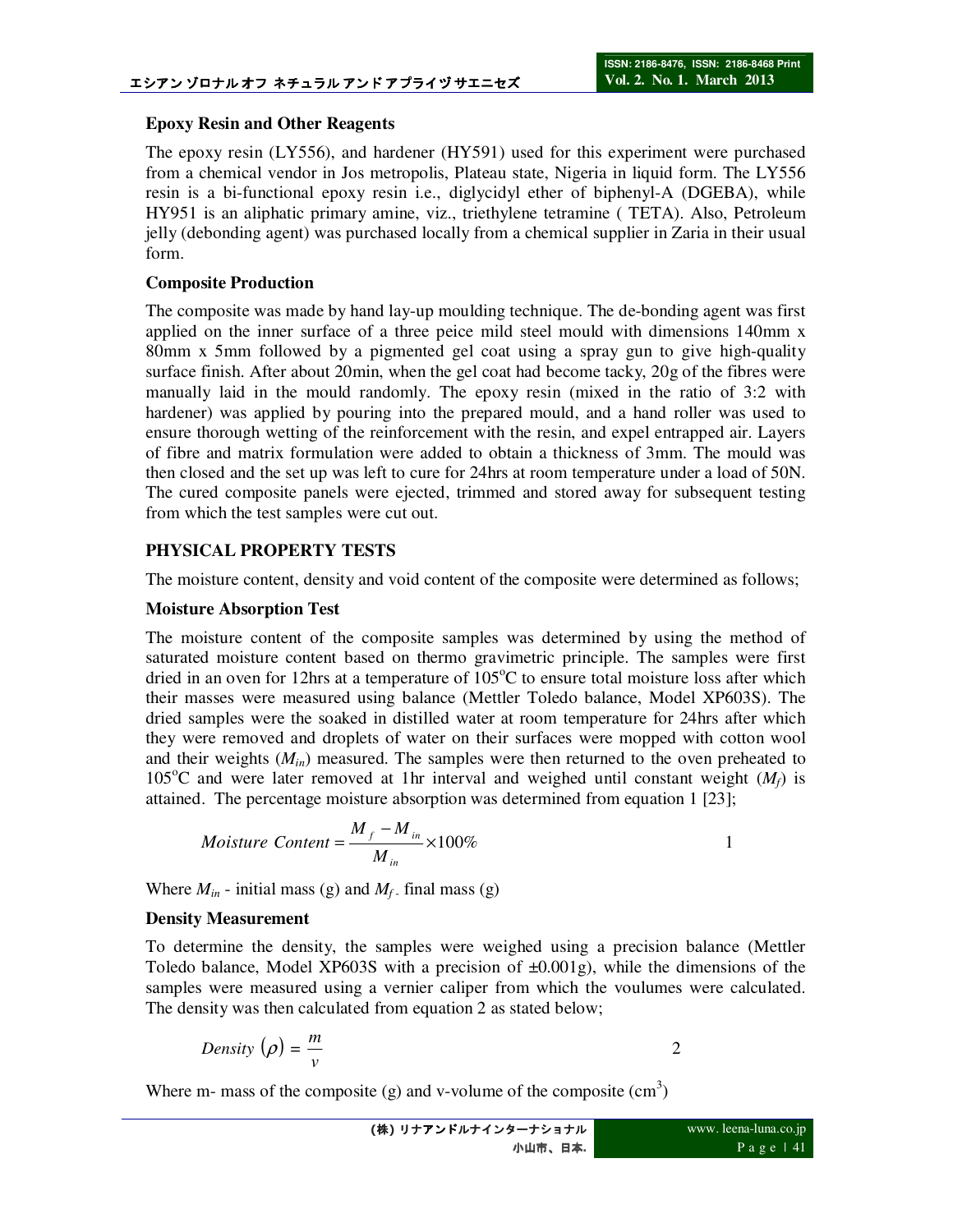**Epoxy Resin and Other Reagents**

The epoxy resin (LY556), and hardener (HY591) used for this experiment were purchased from a chemical vendor in Jos metropolis, Plateau state, Nigeria in liquid form. The LY556 resin is a bi-functional epoxy resin i.e., diglycidyl ether of biphenyl-A (DGEBA), while HY951 is an aliphatic primary amine, viz., triethylene tetramine ( TETA). Also, Petroleum jelly (debonding agent) was purchased locally from a chemical supplier in Zaria in their usual form.

**Composite Production**

The composite was made by hand lay-up moulding technique. The de-bonding agent was first applied on the inner surface of a three peice mild steel mould with dimensions 140mm x 80mm x 5mm followed by a pigmented gel coat using a spray gun to give high-quality surface finish. After about 20min, when the gel coat had become tacky, 20g of the fibres were manually laid in the mould randomly. The epoxy resin (mixed in the ratio of 3:2 with hardener) was applied by pouring into the prepared mould, and a hand roller was used to ensure thorough wetting of the reinforcement with the resin, and expel entrapped air. Layers of fibre and matrix formulation were added to obtain a thickness of 3mm. The mould was then closed and the set up was left to cure for 24hrs at room temperature under a load of 50N. The cured composite panels were ejected, trimmed and stored away for subsequent testing from which the test samples were cut out.

## PHYSICAL PROPERTY TESTS

The moisture content, density and void content of the composite were determined as follows;

**Moisture Absorption Test**

The moisture content of the composite samples was determined by using the method of saturated moisture content based on thermo gravimetric principle. The samples were first dried in an oven for 12hrs at a temperature of 105$^{o}$C to ensure total moisture loss after which their masses were measured using balance (Mettler Toledo balance, Model XP603S). The dried samples were the soaked in distilled water at room temperature for 24hrs after which they were removed and droplets of water on their surfaces were mopped with cotton wool and their weights ($M_{in}$) measured. The samples were then returned to the oven preheated to 105$^{o}$C and were later removed at 1hr interval and weighed until constant weight ($M_f$) is attained. The percentage moisture absorption was determined from equation 1 [23];

$$Moisture\ Content = \frac{M_f - M_{in}}{M_{in}} \times 100\% \qquad 1$$

Where $M_{in}$ - initial mass (g) and $M_f$ - final mass (g)

**Density Measurement**

To determine the density, the samples were weighed using a precision balance (Mettler Toledo balance, Model XP603S with a precision of ±0.001g), while the dimensions of the samples were measured using a vernier caliper from which the voulumes were calculated. The density was then calculated from equation 2 as stated below;

$$Density\ (\rho) = \frac{m}{v} \qquad 2$$

Where m- mass of the composite (g) and v-volume of the composite (cm$^3$)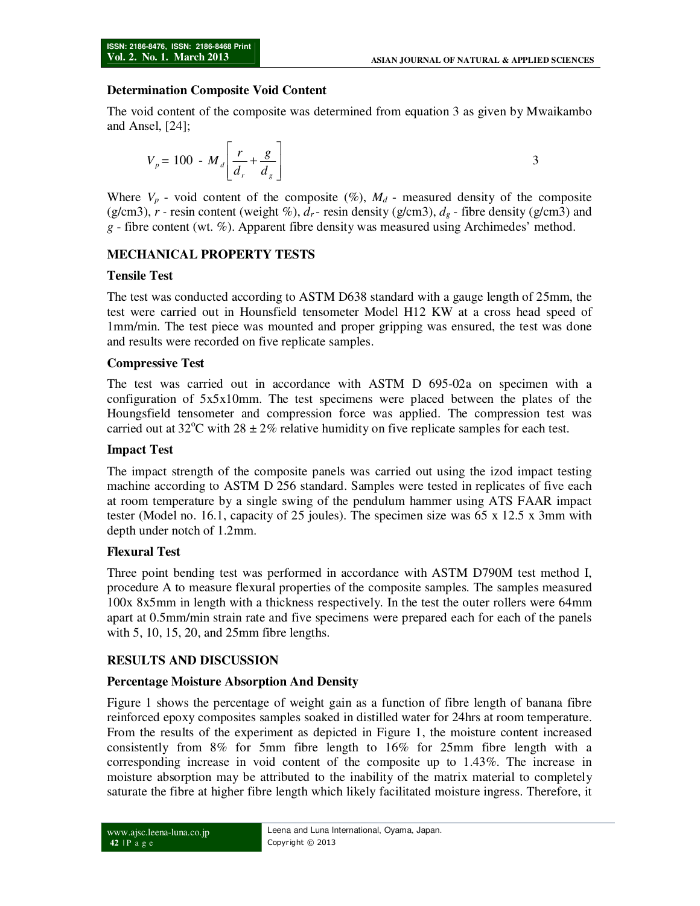### Determination Composite Void Content

The void content of the composite was determined from equation 3 as given by Mwaikambo and Ansel, [24];

$$V_p = 100 - M_d \left[ \frac{r}{d_r} + \frac{g}{d_g} \right] \qquad 3$$

Where $V_p$ - void content of the composite (%), $M_d$ - measured density of the composite (g/cm3), $r$ - resin content (weight %), $d_r$ - resin density (g/cm3), $d_g$ - fibre density (g/cm3) and $g$ - fibre content (wt. %). Apparent fibre density was measured using Archimedes' method.

## MECHANICAL PROPERTY TESTS

### Tensile Test

The test was conducted according to ASTM D638 standard with a gauge length of 25mm, the test were carried out in Hounsfield tensometer Model H12 KW at a cross head speed of 1mm/min. The test piece was mounted and proper gripping was ensured, the test was done and results were recorded on five replicate samples.

### Compressive Test

The test was carried out in accordance with ASTM D 695-02a on specimen with a configuration of 5x5x10mm. The test specimens were placed between the plates of the Houngsfield tensometer and compression force was applied. The compression test was carried out at 32$^o$C with 28 ± 2% relative humidity on five replicate samples for each test.

### Impact Test

The impact strength of the composite panels was carried out using the izod impact testing machine according to ASTM D 256 standard. Samples were tested in replicates of five each at room temperature by a single swing of the pendulum hammer using ATS FAAR impact tester (Model no. 16.1, capacity of 25 joules). The specimen size was 65 x 12.5 x 3mm with depth under notch of 1.2mm.

### Flexural Test

Three point bending test was performed in accordance with ASTM D790M test method I, procedure A to measure flexural properties of the composite samples. The samples measured 100x 8x5mm in length with a thickness respectively. In the test the outer rollers were 64mm apart at 0.5mm/min strain rate and five specimens were prepared each for each of the panels with 5, 10, 15, 20, and 25mm fibre lengths.

## RESULTS AND DISCUSSION

### Percentage Moisture Absorption And Density

Figure 1 shows the percentage of weight gain as a function of fibre length of banana fibre reinforced epoxy composites samples soaked in distilled water for 24hrs at room temperature. From the results of the experiment as depicted in Figure 1, the moisture content increased consistently from 8% for 5mm fibre length to 16% for 25mm fibre length with a corresponding increase in void content of the composite up to 1.43%. The increase in moisture absorption may be attributed to the inability of the matrix material to completely saturate the fibre at higher fibre length which likely facilitated moisture ingress. Therefore, it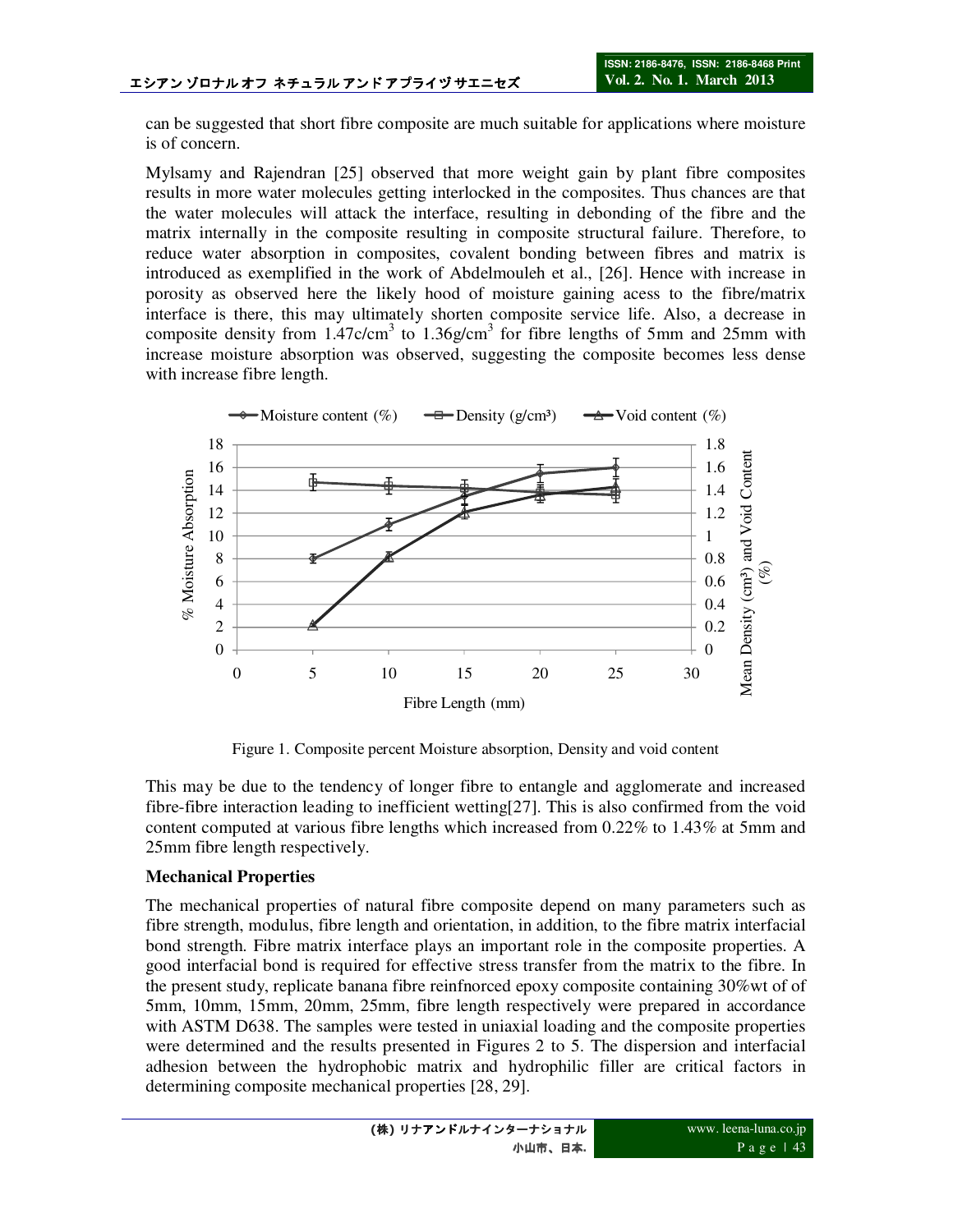can be suggested that short fibre composite are much suitable for applications where moisture is of concern.

Mylsamy and Rajendran [25] observed that more weight gain by plant fibre composites results in more water molecules getting interlocked in the composites. Thus chances are that the water molecules will attack the interface, resulting in debonding of the fibre and the matrix internally in the composite resulting in composite structural failure. Therefore, to reduce water absorption in composites, covalent bonding between fibres and matrix is introduced as exemplified in the work of Abdelmouleh et al., [26]. Hence with increase in porosity as observed here the likely hood of moisture gaining acess to the fibre/matrix interface is there, this may ultimately shorten composite service life. Also, a decrease in composite density from $1.47c/cm^3$ to $1.36g/cm^3$ for fibre lengths of 5mm and 25mm with increase moisture absorption was observed, suggesting the composite becomes less dense with increase fibre length.

Figure 1. Composite percent Moisture absorption, Density and void content

This may be due to the tendency of longer fibre to entangle and agglomerate and increased fibre-fibre interaction leading to inefficient wetting[27]. This is also confirmed from the void content computed at various fibre lengths which increased from 0.22% to 1.43% at 5mm and 25mm fibre length respectively.

**Mechanical Properties**

The mechanical properties of natural fibre composite depend on many parameters such as fibre strength, modulus, fibre length and orientation, in addition, to the fibre matrix interfacial bond strength. Fibre matrix interface plays an important role in the composite properties. A good interfacial bond is required for effective stress transfer from the matrix to the fibre. In the present study, replicate banana fibre reinfnorced epoxy composite containing 30%wt of of 5mm, 10mm, 15mm, 20mm, 25mm, fibre length respectively were prepared in accordance with ASTM D638. The samples were tested in uniaxial loading and the composite properties were determined and the results presented in Figures 2 to 5. The dispersion and interfacial adhesion between the hydrophobic matrix and hydrophilic filler are critical factors in determining composite mechanical properties [28, 29].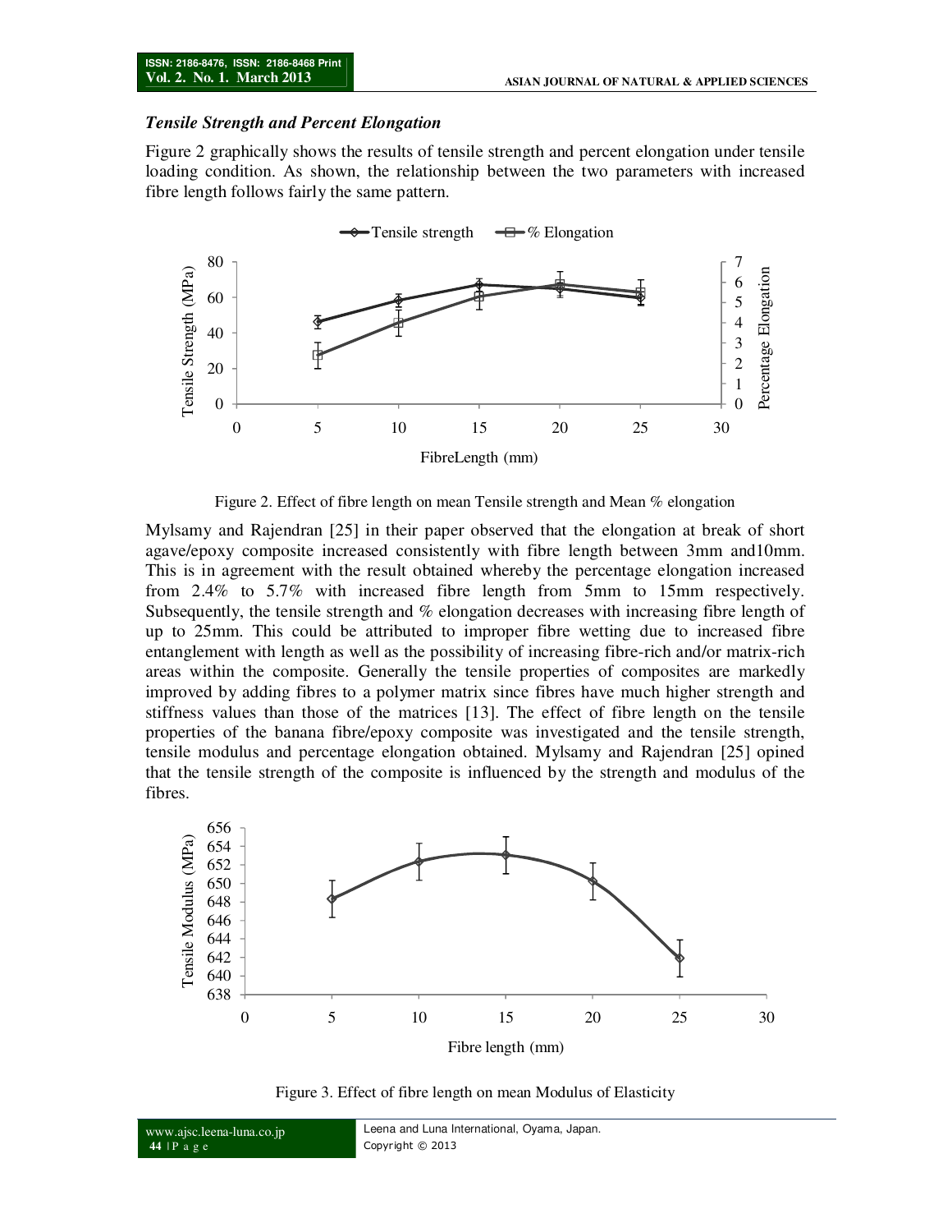### *Tensile Strength and Percent Elongation*

Figure 2 graphically shows the results of tensile strength and percent elongation under tensile loading condition. As shown, the relationship between the two parameters with increased fibre length follows fairly the same pattern.

Figure 2. Effect of fibre length on mean Tensile strength and Mean % elongation

Mylsamy and Rajendran [25] in their paper observed that the elongation at break of short agave/epoxy composite increased consistently with fibre length between 3mm and10mm. This is in agreement with the result obtained whereby the percentage elongation increased from 2.4% to 5.7% with increased fibre length from 5mm to 15mm respectively. Subsequently, the tensile strength and % elongation decreases with increasing fibre length of up to 25mm. This could be attributed to improper fibre wetting due to increased fibre entanglement with length as well as the possibility of increasing fibre-rich and/or matrix-rich areas within the composite. Generally the tensile properties of composites are markedly improved by adding fibres to a polymer matrix since fibres have much higher strength and stiffness values than those of the matrices [13]. The effect of fibre length on the tensile properties of the banana fibre/epoxy composite was investigated and the tensile strength, tensile modulus and percentage elongation obtained. Mylsamy and Rajendran [25] opined that the tensile strength of the composite is influenced by the strength and modulus of the fibres.

Figure 3. Effect of fibre length on mean Modulus of Elasticity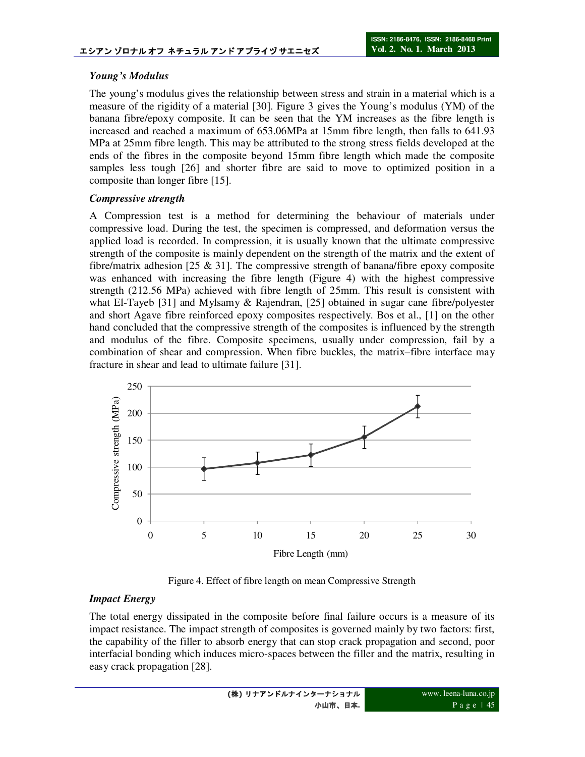### *Young's Modulus*

The young's modulus gives the relationship between stress and strain in a material which is a measure of the rigidity of a material [30]. Figure 3 gives the Young's modulus (YM) of the banana fibre/epoxy composite. It can be seen that the YM increases as the fibre length is increased and reached a maximum of 653.06MPa at 15mm fibre length, then falls to 641.93 MPa at 25mm fibre length. This may be attributed to the strong stress fields developed at the ends of the fibres in the composite beyond 15mm fibre length which made the composite samples less tough [26] and shorter fibre are said to move to optimized position in a composite than longer fibre [15].

### *Compressive strength*

A Compression test is a method for determining the behaviour of materials under compressive load. During the test, the specimen is compressed, and deformation versus the applied load is recorded. In compression, it is usually known that the ultimate compressive strength of the composite is mainly dependent on the strength of the matrix and the extent of fibre/matrix adhesion [25 & 31]. The compressive strength of banana/fibre epoxy composite was enhanced with increasing the fibre length (Figure 4) with the highest compressive strength (212.56 MPa) achieved with fibre length of 25mm. This result is consistent with what El-Tayeb [31] and Mylsamy & Rajendran, [25] obtained in sugar cane fibre/polyester and short Agave fibre reinforced epoxy composites respectively. Bos et al., [1] on the other hand concluded that the compressive strength of the composites is influenced by the strength and modulus of the fibre. Composite specimens, usually under compression, fail by a combination of shear and compression. When fibre buckles, the matrix–fibre interface may fracture in shear and lead to ultimate failure [31].

Figure 4. Effect of fibre length on mean Compressive Strength

### *Impact Energy*

The total energy dissipated in the composite before final failure occurs is a measure of its impact resistance. The impact strength of composites is governed mainly by two factors: first, the capability of the filler to absorb energy that can stop crack propagation and second, poor interfacial bonding which induces micro-spaces between the filler and the matrix, resulting in easy crack propagation [28].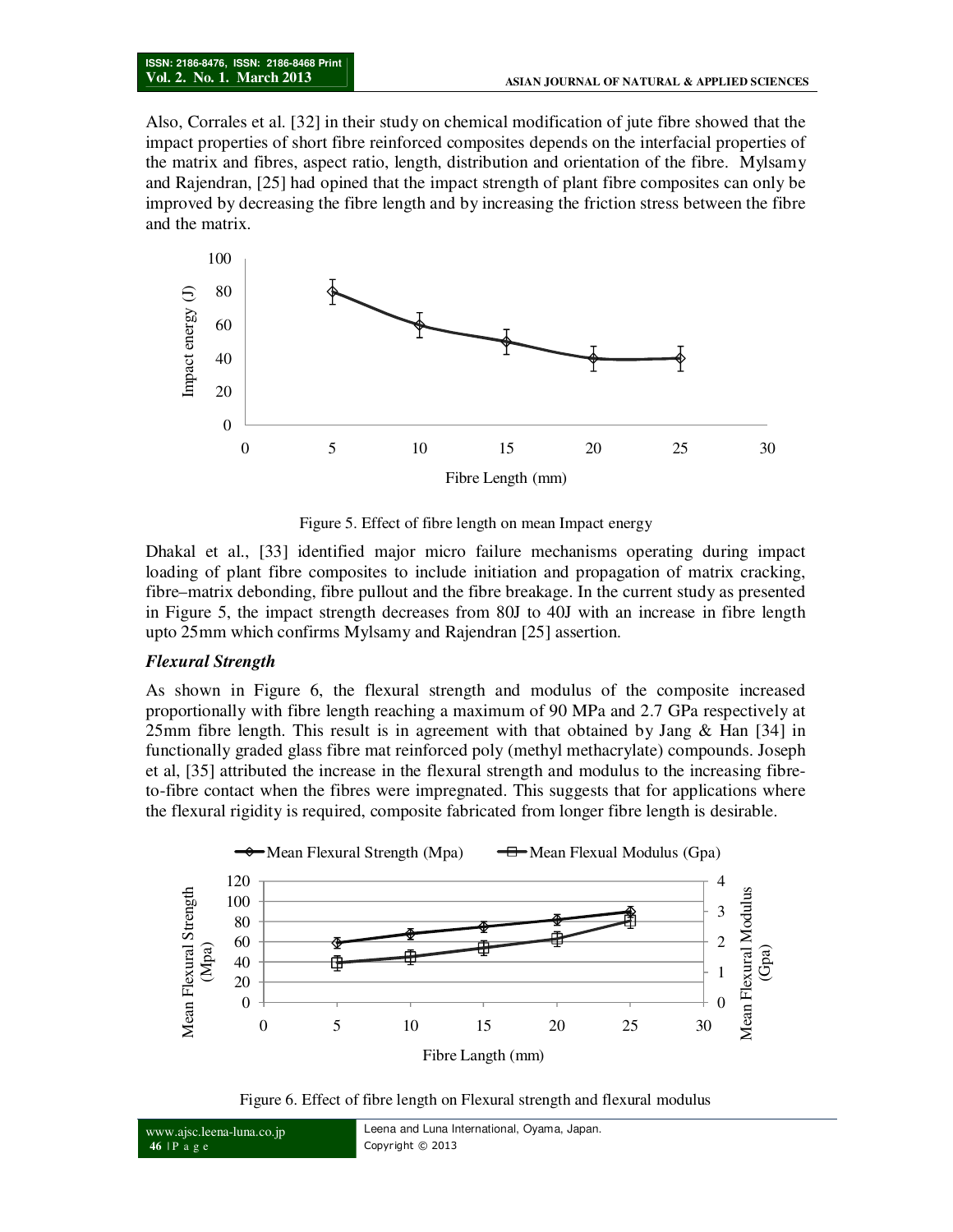Also, Corrales et al. [32] in their study on chemical modification of jute fibre showed that the impact properties of short fibre reinforced composites depends on the interfacial properties of the matrix and fibres, aspect ratio, length, distribution and orientation of the fibre. Mylsamy and Rajendran, [25] had opined that the impact strength of plant fibre composites can only be improved by decreasing the fibre length and by increasing the friction stress between the fibre and the matrix.

Figure 5. Effect of fibre length on mean Impact energy

Dhakal et al., [33] identified major micro failure mechanisms operating during impact loading of plant fibre composites to include initiation and propagation of matrix cracking, fibre–matrix debonding, fibre pullout and the fibre breakage. In the current study as presented in Figure 5, the impact strength decreases from 80J to 40J with an increase in fibre length upto 25mm which confirms Mylsamy and Rajendran [25] assertion.

### *Flexural Strength*

As shown in Figure 6, the flexural strength and modulus of the composite increased proportionally with fibre length reaching a maximum of 90 MPa and 2.7 GPa respectively at 25mm fibre length. This result is in agreement with that obtained by Jang & Han [34] in functionally graded glass fibre mat reinforced poly (methyl methacrylate) compounds. Joseph et al, [35] attributed the increase in the flexural strength and modulus to the increasing fibre-to-fibre contact when the fibres were impregnated. This suggests that for applications where the flexural rigidity is required, composite fabricated from longer fibre length is desirable.

Figure 6. Effect of fibre length on Flexural strength and flexural modulus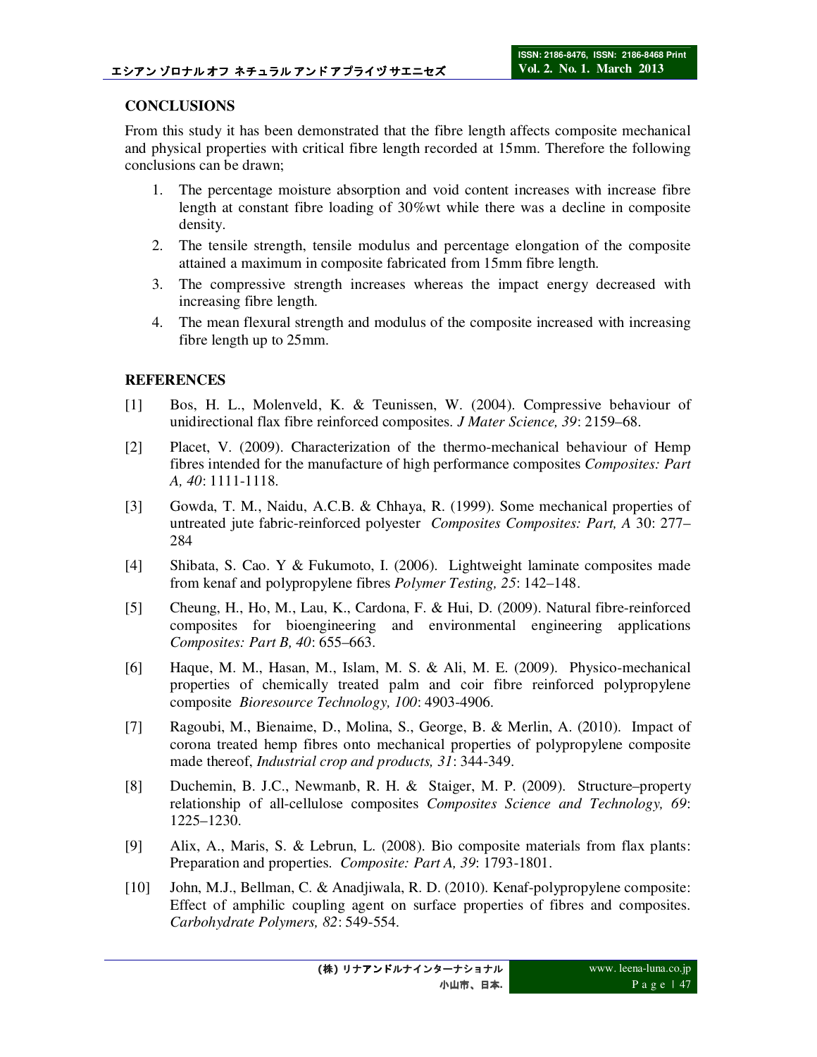## CONCLUSIONS

From this study it has been demonstrated that the fibre length affects composite mechanical and physical properties with critical fibre length recorded at 15mm. Therefore the following conclusions can be drawn;

1. The percentage moisture absorption and void content increases with increase fibre length at constant fibre loading of 30%wt while there was a decline in composite density.
2. The tensile strength, tensile modulus and percentage elongation of the composite attained a maximum in composite fabricated from 15mm fibre length.
3. The compressive strength increases whereas the impact energy decreased with increasing fibre length.
4. The mean flexural strength and modulus of the composite increased with increasing fibre length up to 25mm.

## REFERENCES

[1] Bos, H. L., Molenveld, K. & Teunissen, W. (2004). Compressive behaviour of unidirectional flax fibre reinforced composites. *J Mater Science, 39*: 2159–68.

[2] Placet, V. (2009). Characterization of the thermo-mechanical behaviour of Hemp fibres intended for the manufacture of high performance composites *Composites: Part A, 40*: 1111-1118.

[3] Gowda, T. M., Naidu, A.C.B. & Chhaya, R. (1999). Some mechanical properties of untreated jute fabric-reinforced polyester *Composites Composites: Part, A* 30: 277–284

[4] Shibata, S. Cao. Y & Fukumoto, I. (2006). Lightweight laminate composites made from kenaf and polypropylene fibres *Polymer Testing, 25*: 142–148.

[5] Cheung, H., Ho, M., Lau, K., Cardona, F. & Hui, D. (2009). Natural fibre-reinforced composites for bioengineering and environmental engineering applications *Composites: Part B, 40*: 655–663.

[6] Haque, M. M., Hasan, M., Islam, M. S. & Ali, M. E. (2009). Physico-mechanical properties of chemically treated palm and coir fibre reinforced polypropylene composite *Bioresource Technology, 100*: 4903-4906.

[7] Ragoubi, M., Bienaime, D., Molina, S., George, B. & Merlin, A. (2010). Impact of corona treated hemp fibres onto mechanical properties of polypropylene composite made thereof, *Industrial crop and products, 31*: 344-349.

[8] Duchemin, B. J.C., Newmanb, R. H. & Staiger, M. P. (2009). Structure–property relationship of all-cellulose composites *Composites Science and Technology, 69*: 1225–1230.

[9] Alix, A., Maris, S. & Lebrun, L. (2008). Bio composite materials from flax plants: Preparation and properties. *Composite: Part A, 39*: 1793-1801.

[10] John, M.J., Bellman, C. & Anadjiwala, R. D. (2010). Kenaf-polypropylene composite: Effect of amphilic coupling agent on surface properties of fibres and composites. *Carbohydrate Polymers, 82*: 549-554.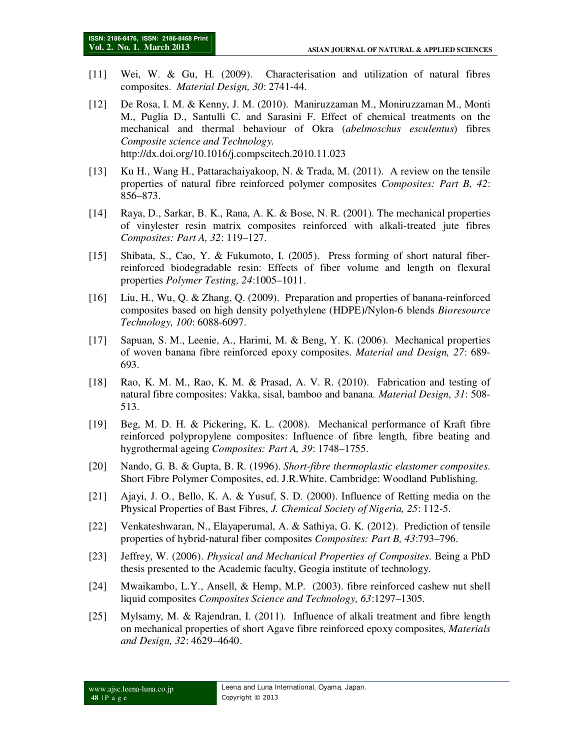[11] Wei, W. & Gu, H. (2009). Characterisation and utilization of natural fibres composites. *Material Design, 30*: 2741-44.

[12] De Rosa, I. M. & Kenny, J. M. (2010). Maniruzzaman M., Moniruzzaman M., Monti M., Puglia D., Santulli C. and Sarasini F. Effect of chemical treatments on the mechanical and thermal behaviour of Okra (*abelmoschus esculentus*) fibres *Composite science and Technology.* http://dx.doi.org/10.1016/j.compscitech.2010.11.023

[13] Ku H., Wang H., Pattarachaiyakoop, N. & Trada, M. (2011). A review on the tensile properties of natural fibre reinforced polymer composites *Composites: Part B, 42*: 856–873.

[14] Raya, D., Sarkar, B. K., Rana, A. K. & Bose, N. R. (2001). The mechanical properties of vinylester resin matrix composites reinforced with alkali-treated jute fibres *Composites: Part A, 32*: 119–127.

[15] Shibata, S., Cao, Y. & Fukumoto, I. (2005). Press forming of short natural fiber-reinforced biodegradable resin: Effects of fiber volume and length on flexural properties *Polymer Testing, 24*:1005–1011.

[16] Liu, H., Wu, Q. & Zhang, Q. (2009). Preparation and properties of banana-reinforced composites based on high density polyethylene (HDPE)/Nylon-6 blends *Bioresource Technology, 100*: 6088-6097.

[17] Sapuan, S. M., Leenie, A., Harimi, M. & Beng, Y. K. (2006). Mechanical properties of woven banana fibre reinforced epoxy composites. *Material and Design, 27*: 689-693.

[18] Rao, K. M. M., Rao, K. M. & Prasad, A. V. R. (2010). Fabrication and testing of natural fibre composites: Vakka, sisal, bamboo and banana. *Material Design, 31*: 508-513.

[19] Beg, M. D. H. & Pickering, K. L. (2008). Mechanical performance of Kraft fibre reinforced polypropylene composites: Influence of fibre length, fibre beating and hygrothermal ageing *Composites: Part A, 39*: 1748–1755.

[20] Nando, G. B. & Gupta, B. R. (1996). *Short-fibre thermoplastic elastomer composites.* Short Fibre Polymer Composites, ed. J.R.White. Cambridge: Woodland Publishing.

[21] Ajayi, J. O., Bello, K. A. & Yusuf, S. D. (2000). Influence of Retting media on the Physical Properties of Bast Fibres, *J. Chemical Society of Nigeria, 25*: 112-5.

[22] Venkateshwaran, N., Elayaperumal, A. & Sathiya, G. K. (2012). Prediction of tensile properties of hybrid-natural fiber composites *Composites: Part B, 43*:793–796.

[23] Jeffrey, W. (2006). *Physical and Mechanical Properties of Composites.* Being a PhD thesis presented to the Academic faculty, Geogia institute of technology.

[24] Mwaikambo, L.Y., Ansell, & Hemp, M.P. (2003). fibre reinforced cashew nut shell liquid composites *Composites Science and Technology, 63*:1297–1305.

[25] Mylsamy, M. & Rajendran, I. (2011). Influence of alkali treatment and fibre length on mechanical properties of short Agave fibre reinforced epoxy composites, *Materials and Design, 32*: 4629–4640.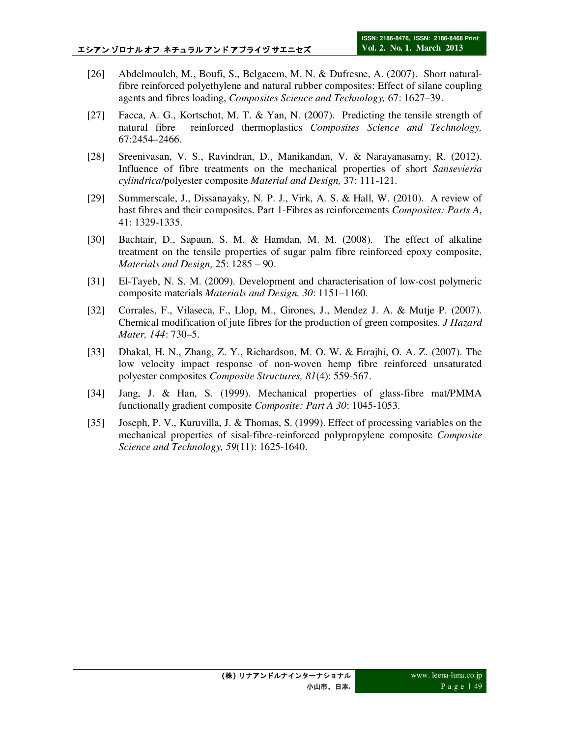[26] Abdelmouleh, M., Boufi, S., Belgacem, M. N. & Dufresne, A. (2007). Short natural-fibre reinforced polyethylene and natural rubber composites: Effect of silane coupling agents and fibres loading, *Composites Science and Technology,* 67: 1627–39.

[27] Facca, A. G., Kortschot, M. T. & Yan, N. (2007). Predicting the tensile strength of natural fibre reinforced thermoplastics *Composites Science and Technology,* 67:2454–2466.

[28] Sreenivasan, V. S., Ravindran, D., Manikandan, V. & Narayanasamy, R. (2012). Influence of fibre treatments on the mechanical properties of short *Sansevieria cylindrica*/polyester composite *Material and Design,* 37: 111-121.

[29] Summerscale, J., Dissanayaky, N. P. J., Virk, A. S. & Hall, W. (2010). A review of bast fibres and their composites. Part 1-Fibres as reinforcements *Composites: Parts A*, 41: 1329-1335.

[30] Bachtair, D., Sapaun, S. M. & Hamdan, M. M. (2008). The effect of alkaline treatment on the tensile properties of sugar palm fibre reinforced epoxy composite, *Materials and Design,* 25: 1285 – 90.

[31] El-Tayeb, N. S. M. (2009). Development and characterisation of low-cost polymeric composite materials *Materials and Design, 30*: 1151–1160.

[32] Corrales, F., Vilaseca, F., Llop, M., Girones, J., Mendez J. A. & Mutje P. (2007). Chemical modification of jute fibres for the production of green composites. *J Hazard Mater, 144*: 730–5.

[33] Dhakal, H. N., Zhang, Z. Y., Richardson, M. O. W. & Errajhi, O. A. Z. (2007). The low velocity impact response of non-woven hemp fibre reinforced unsaturated polyester composites *Composite Structures, 81*(4): 559-567.

[34] Jang, J. & Han, S. (1999). Mechanical properties of glass-fibre mat/PMMA functionally gradient composite *Composite: Part A 30*: 1045-1053.

[35] Joseph, P. V., Kuruvilla, J. & Thomas, S. (1999). Effect of processing variables on the mechanical properties of sisal-fibre-reinforced polypropylene composite *Composite Science and Technology, 59*(11): 1625-1640.